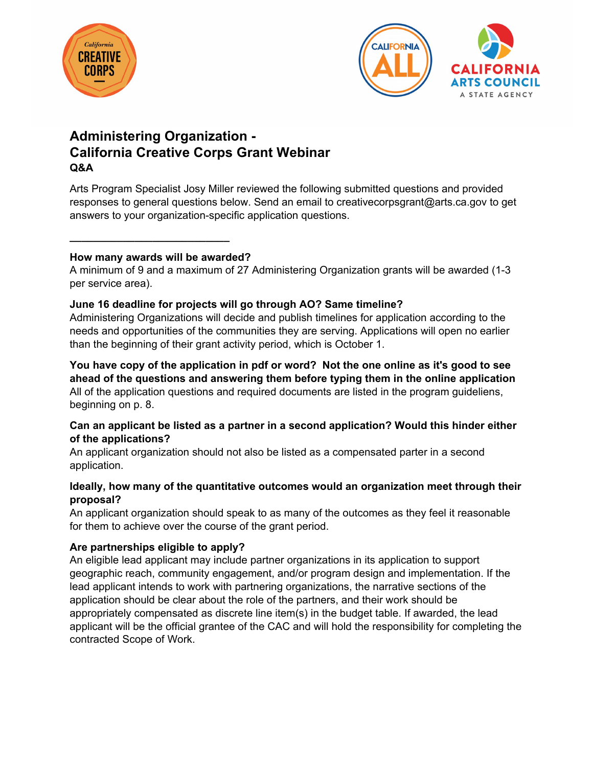# Administering Organization - California Creative Corps Grant Webinar

**Q&A**

Arts Program Specialist Josy Miller reviewed the following submitted questions and provided responses to general questions below. Send an email to creativecorpsgrant@arts.ca.gov to get answers to your organization-specific application questions.

---

**How many awards will be awarded?**
A minimum of 9 and a maximum of 27 Administering Organization grants will be awarded (1-3 per service area).

**June 16 deadline for projects will go through AO? Same timeline?**
Administering Organizations will decide and publish timelines for application according to the needs and opportunities of the communities they are serving. Applications will open no earlier than the beginning of their grant activity period, which is October 1.

**You have copy of the application in pdf or word? Not the one online as it's good to see ahead of the questions and answering them before typing them in the online application**
All of the application questions and required documents are listed in the program guideliens, beginning on p. 8.

**Can an applicant be listed as a partner in a second application? Would this hinder either of the applications?**
An applicant organization should not also be listed as a compensated parter in a second application.

**Ideally, how many of the quantitative outcomes would an organization meet through their proposal?**
An applicant organization should speak to as many of the outcomes as they feel it reasonable for them to achieve over the course of the grant period.

**Are partnerships eligible to apply?**
An eligible lead applicant may include partner organizations in its application to support geographic reach, community engagement, and/or program design and implementation. If the lead applicant intends to work with partnering organizations, the narrative sections of the application should be clear about the role of the partners, and their work should be appropriately compensated as discrete line item(s) in the budget table. If awarded, the lead applicant will be the official grantee of the CAC and will hold the responsibility for completing the contracted Scope of Work.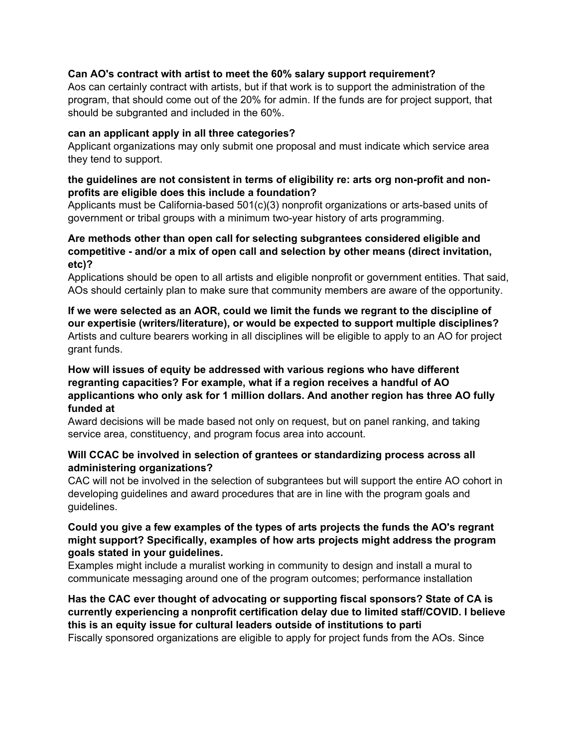**Can AO's contract with artist to meet the 60% salary support requirement?**
Aos can certainly contract with artists, but if that work is to support the administration of the program, that should come out of the 20% for admin. If the funds are for project support, that should be subgranted and included in the 60%.

**can an applicant apply in all three categories?**
Applicant organizations may only submit one proposal and must indicate which service area they tend to support.

**the guidelines are not consistent in terms of eligibility re: arts org non-profit and non-profits are eligible does this include a foundation?**
Applicants must be California-based 501(c)(3) nonprofit organizations or arts-based units of government or tribal groups with a minimum two-year history of arts programming.

**Are methods other than open call for selecting subgrantees considered eligible and competitive - and/or a mix of open call and selection by other means (direct invitation, etc)?**
Applications should be open to all artists and eligible nonprofit or government entities. That said, AOs should certainly plan to make sure that community members are aware of the opportunity.

**If we were selected as an AOR, could we limit the funds we regrant to the discipline of our expertisie (writers/literature), or would be expected to support multiple disciplines?**
Artists and culture bearers working in all disciplines will be eligible to apply to an AO for project grant funds.

**How will issues of equity be addressed with various regions who have different regranting capacities? For example, what if a region receives a handful of AO applicantions who only ask for 1 million dollars. And another region has three AO fully funded at**
Award decisions will be made based not only on request, but on panel ranking, and taking service area, constituency, and program focus area into account.

**Will CCAC be involved in selection of grantees or standardizing process across all administering organizations?**
CAC will not be involved in the selection of subgrantees but will support the entire AO cohort in developing guidelines and award procedures that are in line with the program goals and guidelines.

**Could you give a few examples of the types of arts projects the funds the AO's regrant might support? Specifically, examples of how arts projects might address the program goals stated in your guidelines.**
Examples might include a muralist working in community to design and install a mural to communicate messaging around one of the program outcomes; performance installation

**Has the CAC ever thought of advocating or supporting fiscal sponsors? State of CA is currently experiencing a nonprofit certification delay due to limited staff/COVID. I believe this is an equity issue for cultural leaders outside of institutions to parti**
Fiscally sponsored organizations are eligible to apply for project funds from the AOs. Since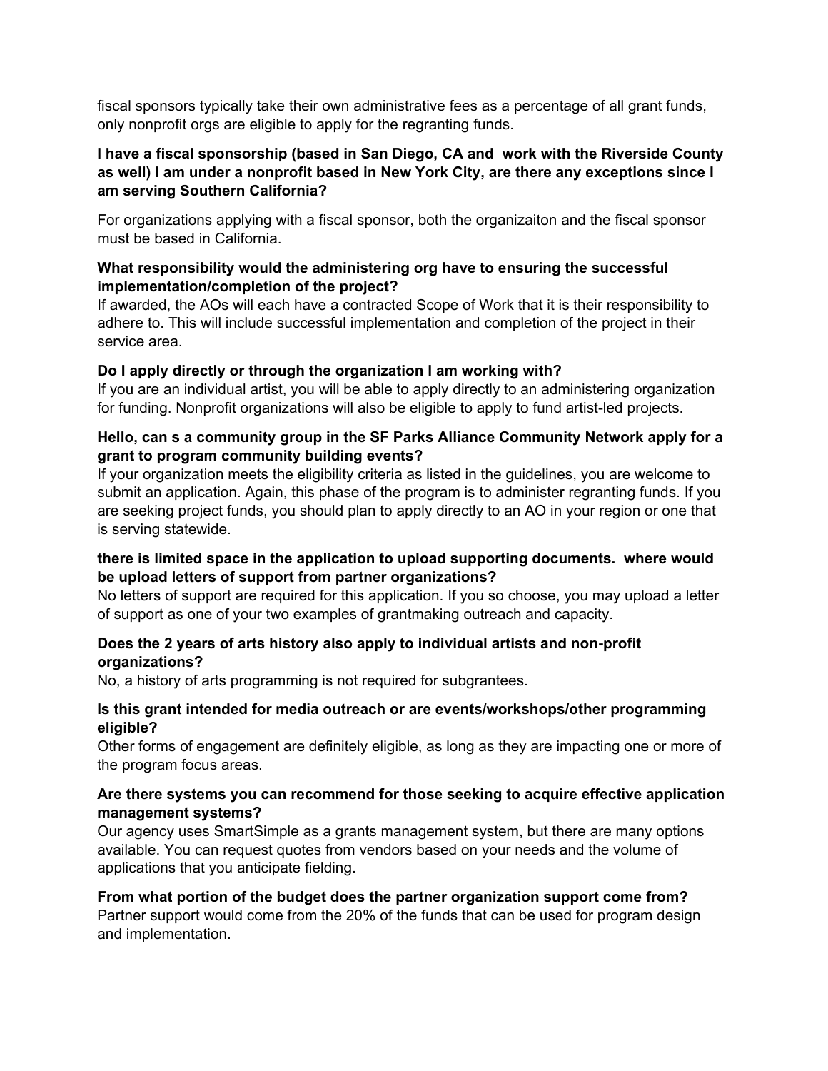fiscal sponsors typically take their own administrative fees as a percentage of all grant funds, only nonprofit orgs are eligible to apply for the regranting funds.

**I have a fiscal sponsorship (based in San Diego, CA and work with the Riverside County as well) I am under a nonprofit based in New York City, are there any exceptions since I am serving Southern California?**

For organizations applying with a fiscal sponsor, both the organizaiton and the fiscal sponsor must be based in California.

**What responsibility would the administering org have to ensuring the successful implementation/completion of the project?**

If awarded, the AOs will each have a contracted Scope of Work that it is their responsibility to adhere to. This will include successful implementation and completion of the project in their service area.

**Do I apply directly or through the organization I am working with?**

If you are an individual artist, you will be able to apply directly to an administering organization for funding. Nonprofit organizations will also be eligible to apply to fund artist-led projects.

**Hello, can s a community group in the SF Parks Alliance Community Network apply for a grant to program community building events?**

If your organization meets the eligibility criteria as listed in the guidelines, you are welcome to submit an application. Again, this phase of the program is to administer regranting funds. If you are seeking project funds, you should plan to apply directly to an AO in your region or one that is serving statewide.

**there is limited space in the application to upload supporting documents. where would be upload letters of support from partner organizations?**

No letters of support are required for this application. If you so choose, you may upload a letter of support as one of your two examples of grantmaking outreach and capacity.

**Does the 2 years of arts history also apply to individual artists and non-profit organizations?**

No, a history of arts programming is not required for subgrantees.

**Is this grant intended for media outreach or are events/workshops/other programming eligible?**

Other forms of engagement are definitely eligible, as long as they are impacting one or more of the program focus areas.

**Are there systems you can recommend for those seeking to acquire effective application management systems?**

Our agency uses SmartSimple as a grants management system, but there are many options available. You can request quotes from vendors based on your needs and the volume of applications that you anticipate fielding.

**From what portion of the budget does the partner organization support come from?**

Partner support would come from the 20% of the funds that can be used for program design and implementation.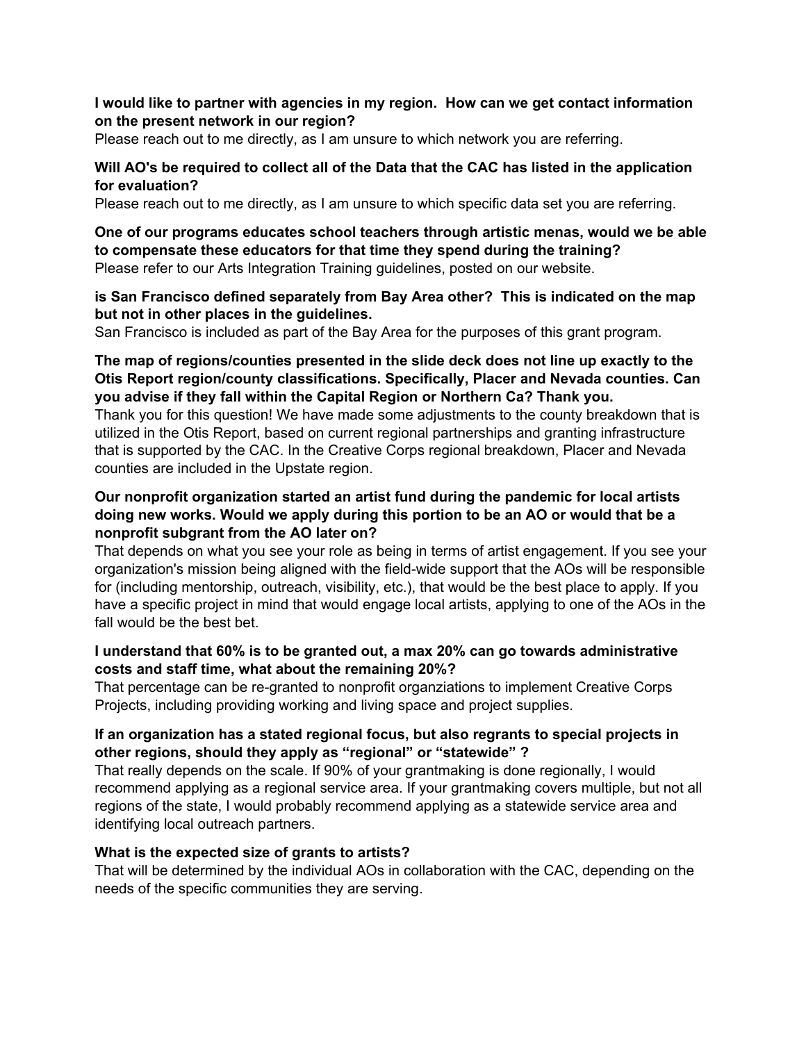**I would like to partner with agencies in my region. How can we get contact information on the present network in our region?**
Please reach out to me directly, as I am unsure to which network you are referring.

**Will AO's be required to collect all of the Data that the CAC has listed in the application for evaluation?**
Please reach out to me directly, as I am unsure to which specific data set you are referring.

**One of our programs educates school teachers through artistic menas, would we be able to compensate these educators for that time they spend during the training?**
Please refer to our Arts Integration Training guidelines, posted on our website.

**is San Francisco defined separately from Bay Area other? This is indicated on the map but not in other places in the guidelines.**
San Francisco is included as part of the Bay Area for the purposes of this grant program.

**The map of regions/counties presented in the slide deck does not line up exactly to the Otis Report region/county classifications. Specifically, Placer and Nevada counties. Can you advise if they fall within the Capital Region or Northern Ca? Thank you.**
Thank you for this question! We have made some adjustments to the county breakdown that is utilized in the Otis Report, based on current regional partnerships and granting infrastructure that is supported by the CAC. In the Creative Corps regional breakdown, Placer and Nevada counties are included in the Upstate region.

**Our nonprofit organization started an artist fund during the pandemic for local artists doing new works. Would we apply during this portion to be an AO or would that be a nonprofit subgrant from the AO later on?**
That depends on what you see your role as being in terms of artist engagement. If you see your organization's mission being aligned with the field-wide support that the AOs will be responsible for (including mentorship, outreach, visibility, etc.), that would be the best place to apply. If you have a specific project in mind that would engage local artists, applying to one of the AOs in the fall would be the best bet.

**I understand that 60% is to be granted out, a max 20% can go towards administrative costs and staff time, what about the remaining 20%?**
That percentage can be re-granted to nonprofit organziations to implement Creative Corps Projects, including providing working and living space and project supplies.

**If an organization has a stated regional focus, but also regrants to special projects in other regions, should they apply as "regional" or "statewide" ?**
That really depends on the scale. If 90% of your grantmaking is done regionally, I would recommend applying as a regional service area. If your grantmaking covers multiple, but not all regions of the state, I would probably recommend applying as a statewide service area and identifying local outreach partners.

**What is the expected size of grants to artists?**
That will be determined by the individual AOs in collaboration with the CAC, depending on the needs of the specific communities they are serving.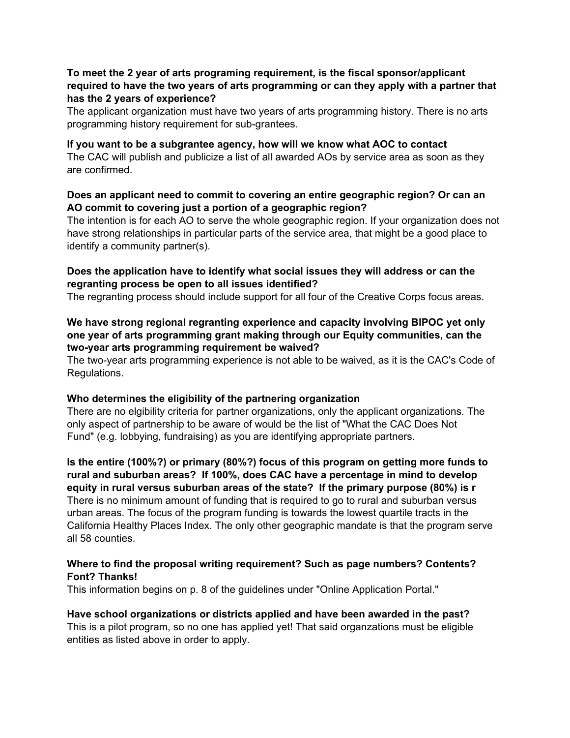**To meet the 2 year of arts programing requirement, is the fiscal sponsor/applicant required to have the two years of arts programming or can they apply with a partner that has the 2 years of experience?**
The applicant organization must have two years of arts programming history. There is no arts programming history requirement for sub-grantees.

**If you want to be a subgrantee agency, how will we know what AOC to contact**
The CAC will publish and publicize a list of all awarded AOs by service area as soon as they are confirmed.

**Does an applicant need to commit to covering an entire geographic region? Or can an AO commit to covering just a portion of a geographic region?**
The intention is for each AO to serve the whole geographic region. If your organization does not have strong relationships in particular parts of the service area, that might be a good place to identify a community partner(s).

**Does the application have to identify what social issues they will address or can the regranting process be open to all issues identified?**
The regranting process should include support for all four of the Creative Corps focus areas.

**We have strong regional regranting experience and capacity involving BIPOC yet only one year of arts programming grant making through our Equity communities, can the two-year arts programming requirement be waived?**
The two-year arts programming experience is not able to be waived, as it is the CAC's Code of Regulations.

**Who determines the eligibility of the partnering organization**
There are no elgibility criteria for partner organizations, only the applicant organizations. The only aspect of partnership to be aware of would be the list of "What the CAC Does Not Fund" (e.g. lobbying, fundraising) as you are identifying appropriate partners.

**Is the entire (100%?) or primary (80%?) focus of this program on getting more funds to rural and suburban areas? If 100%, does CAC have a percentage in mind to develop equity in rural versus suburban areas of the state? If the primary purpose (80%) is r**
There is no minimum amount of funding that is required to go to rural and suburban versus urban areas. The focus of the program funding is towards the lowest quartile tracts in the California Healthy Places Index. The only other geographic mandate is that the program serve all 58 counties.

**Where to find the proposal writing requirement? Such as page numbers? Contents? Font? Thanks!**
This information begins on p. 8 of the guidelines under "Online Application Portal."

**Have school organizations or districts applied and have been awarded in the past?**
This is a pilot program, so no one has applied yet! That said organzations must be eligible entities as listed above in order to apply.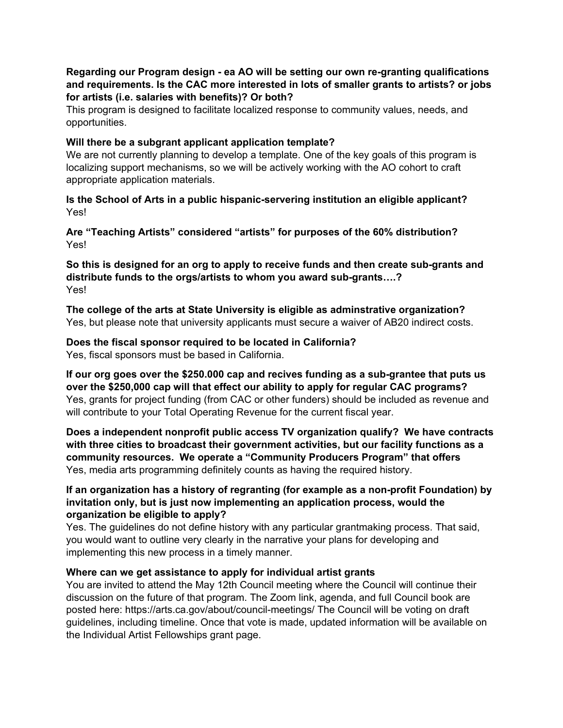**Regarding our Program design - ea AO will be setting our own re-granting qualifications and requirements. Is the CAC more interested in lots of smaller grants to artists? or jobs for artists (i.e. salaries with benefits)? Or both?**
This program is designed to facilitate localized response to community values, needs, and opportunities.

**Will there be a subgrant applicant application template?**
We are not currently planning to develop a template. One of the key goals of this program is localizing support mechanisms, so we will be actively working with the AO cohort to craft appropriate application materials.

**Is the School of Arts in a public hispanic-servering institution an eligible applicant?**
Yes!

**Are "Teaching Artists" considered "artists" for purposes of the 60% distribution?**
Yes!

**So this is designed for an org to apply to receive funds and then create sub-grants and distribute funds to the orgs/artists to whom you award sub-grants….?**
Yes!

**The college of the arts at State University is eligible as adminstrative organization?**
Yes, but please note that university applicants must secure a waiver of AB20 indirect costs.

**Does the fiscal sponsor required to be located in California?**
Yes, fiscal sponsors must be based in California.

**If our org goes over the $250.000 cap and recives funding as a sub-grantee that puts us over the $250,000 cap will that effect our ability to apply for regular CAC programs?**
Yes, grants for project funding (from CAC or other funders) should be included as revenue and will contribute to your Total Operating Revenue for the current fiscal year.

**Does a independent nonprofit public access TV organization qualify? We have contracts with three cities to broadcast their government activities, but our facility functions as a community resources. We operate a "Community Producers Program" that offers**
Yes, media arts programming definitely counts as having the required history.

**If an organization has a history of regranting (for example as a non-profit Foundation) by invitation only, but is just now implementing an application process, would the organization be eligible to apply?**
Yes. The guidelines do not define history with any particular grantmaking process. That said, you would want to outline very clearly in the narrative your plans for developing and implementing this new process in a timely manner.

**Where can we get assistance to apply for individual artist grants**
You are invited to attend the May 12th Council meeting where the Council will continue their discussion on the future of that program. The Zoom link, agenda, and full Council book are posted here: https://arts.ca.gov/about/council-meetings/ The Council will be voting on draft guidelines, including timeline. Once that vote is made, updated information will be available on the Individual Artist Fellowships grant page.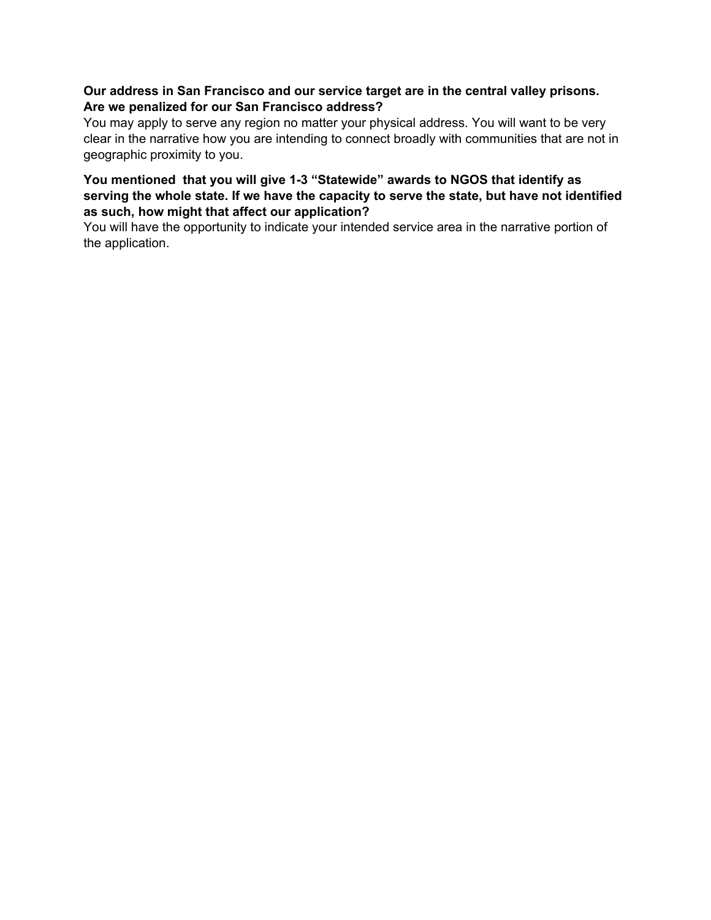**Our address in San Francisco and our service target are in the central valley prisons. Are we penalized for our San Francisco address?**

You may apply to serve any region no matter your physical address. You will want to be very clear in the narrative how you are intending to connect broadly with communities that are not in geographic proximity to you.

**You mentioned  that you will give 1-3 “Statewide” awards to NGOS that identify as serving the whole state. If we have the capacity to serve the state, but have not identified as such, how might that affect our application?**

You will have the opportunity to indicate your intended service area in the narrative portion of the application.